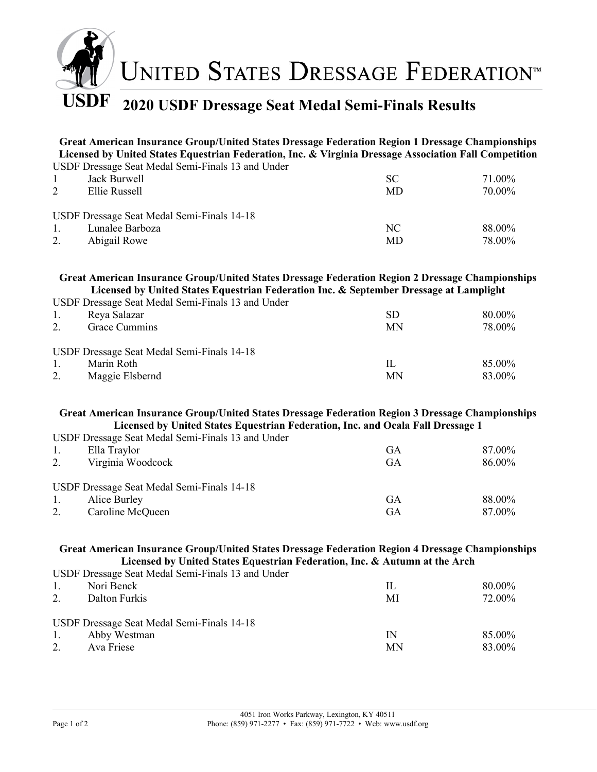# United States Dressage Federation™

## 2020 USDF Dressage Seat Medal Semi-Finals Results

**Great American Insurance Group/United States Dressage Federation Region 1 Dressage Championships Licensed by United States Equestrian Federation, Inc. & Virginia Dressage Association Fall Competition**

USDF Dressage Seat Medal Semi-Finals 13 and Under

| Place | Name | State | Score |
|---|---|---|---|
| 1 | Jack Burwell | SC | 71.00% |
| 2 | Ellie Russell | MD | 70.00% |

USDF Dressage Seat Medal Semi-Finals 14-18

| Place | Name | State | Score |
|---|---|---|---|
| 1. | Lunalee Barboza | NC | 88.00% |
| 2. | Abigail Rowe | MD | 78.00% |

**Great American Insurance Group/United States Dressage Federation Region 2 Dressage Championships Licensed by United States Equestrian Federation Inc. & September Dressage at Lamplight**

USDF Dressage Seat Medal Semi-Finals 13 and Under

| Place | Name | State | Score |
|---|---|---|---|
| 1. | Reya Salazar | SD | 80.00% |
| 2. | Grace Cummins | MN | 78.00% |

USDF Dressage Seat Medal Semi-Finals 14-18

| Place | Name | State | Score |
|---|---|---|---|
| 1. | Marin Roth | IL | 85.00% |
| 2. | Maggie Elsbernd | MN | 83.00% |

**Great American Insurance Group/United States Dressage Federation Region 3 Dressage Championships Licensed by United States Equestrian Federation, Inc. and Ocala Fall Dressage 1**

USDF Dressage Seat Medal Semi-Finals 13 and Under

| Place | Name | State | Score |
|---|---|---|---|
| 1. | Ella Traylor | GA | 87.00% |
| 2. | Virginia Woodcock | GA | 86.00% |

USDF Dressage Seat Medal Semi-Finals 14-18

| Place | Name | State | Score |
|---|---|---|---|
| 1. | Alice Burley | GA | 88.00% |
| 2. | Caroline McQueen | GA | 87.00% |

**Great American Insurance Group/United States Dressage Federation Region 4 Dressage Championships Licensed by United States Equestrian Federation, Inc. & Autumn at the Arch**

USDF Dressage Seat Medal Semi-Finals 13 and Under

| Place | Name | State | Score |
|---|---|---|---|
| 1. | Nori Benck | IL | 80.00% |
| 2. | Dalton Furkis | MI | 72.00% |

USDF Dressage Seat Medal Semi-Finals 14-18

| Place | Name | State | Score |
|---|---|---|---|
| 1. | Abby Westman | IN | 85.00% |
| 2. | Ava Friese | MN | 83.00% |

4051 Iron Works Parkway, Lexington, KY 40511
Phone: (859) 971-2277 • Fax: (859) 971-7722 • Web: www.usdf.org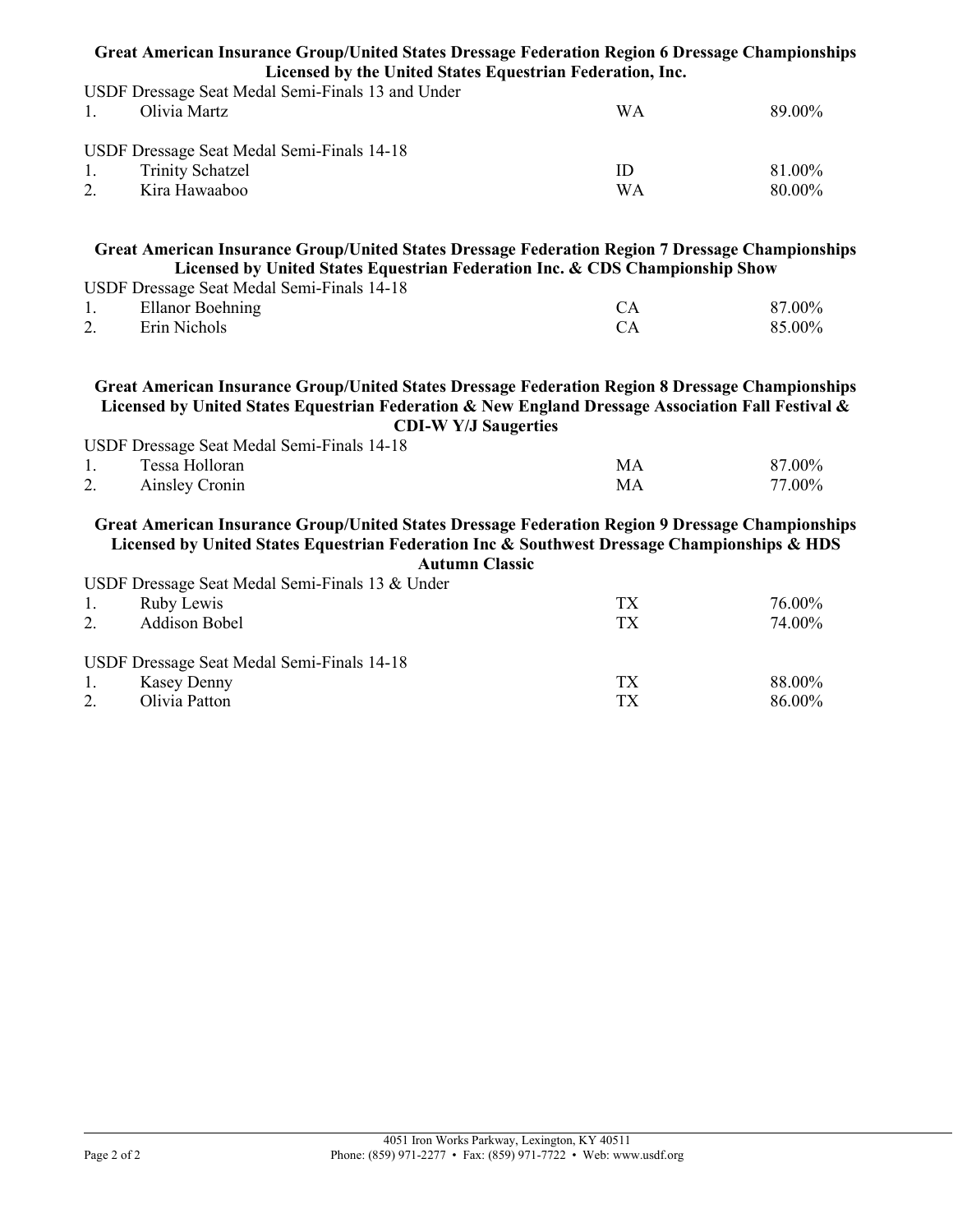**Great American Insurance Group/United States Dressage Federation Region 6 Dressage Championships**
**Licensed by the United States Equestrian Federation, Inc.**

USDF Dressage Seat Medal Semi-Finals 13 and Under

| | | | |
|---|---|---|---|
| 1. | Olivia Martz | WA | 89.00% |

USDF Dressage Seat Medal Semi-Finals 14-18

| | | | |
|---|---|---|---|
| 1. | Trinity Schatzel | ID | 81.00% |
| 2. | Kira Hawaaboo | WA | 80.00% |

**Great American Insurance Group/United States Dressage Federation Region 7 Dressage Championships**
**Licensed by United States Equestrian Federation Inc. & CDS Championship Show**

USDF Dressage Seat Medal Semi-Finals 14-18

| | | | |
|---|---|---|---|
| 1. | Ellanor Boehning | CA | 87.00% |
| 2. | Erin Nichols | CA | 85.00% |

**Great American Insurance Group/United States Dressage Federation Region 8 Dressage Championships**
**Licensed by United States Equestrian Federation & New England Dressage Association Fall Festival & CDI-W Y/J Saugerties**

USDF Dressage Seat Medal Semi-Finals 14-18

| | | | |
|---|---|---|---|
| 1. | Tessa Holloran | MA | 87.00% |
| 2. | Ainsley Cronin | MA | 77.00% |

**Great American Insurance Group/United States Dressage Federation Region 9 Dressage Championships**
**Licensed by United States Equestrian Federation Inc & Southwest Dressage Championships & HDS Autumn Classic**

USDF Dressage Seat Medal Semi-Finals 13 & Under

| | | | |
|---|---|---|---|
| 1. | Ruby Lewis | TX | 76.00% |
| 2. | Addison Bobel | TX | 74.00% |

USDF Dressage Seat Medal Semi-Finals 14-18

| | | | |
|---|---|---|---|
| 1. | Kasey Denny | TX | 88.00% |
| 2. | Olivia Patton | TX | 86.00% |

4051 Iron Works Parkway, Lexington, KY 40511
Phone: (859) 971-2277 • Fax: (859) 971-7722 • Web: www.usdf.org